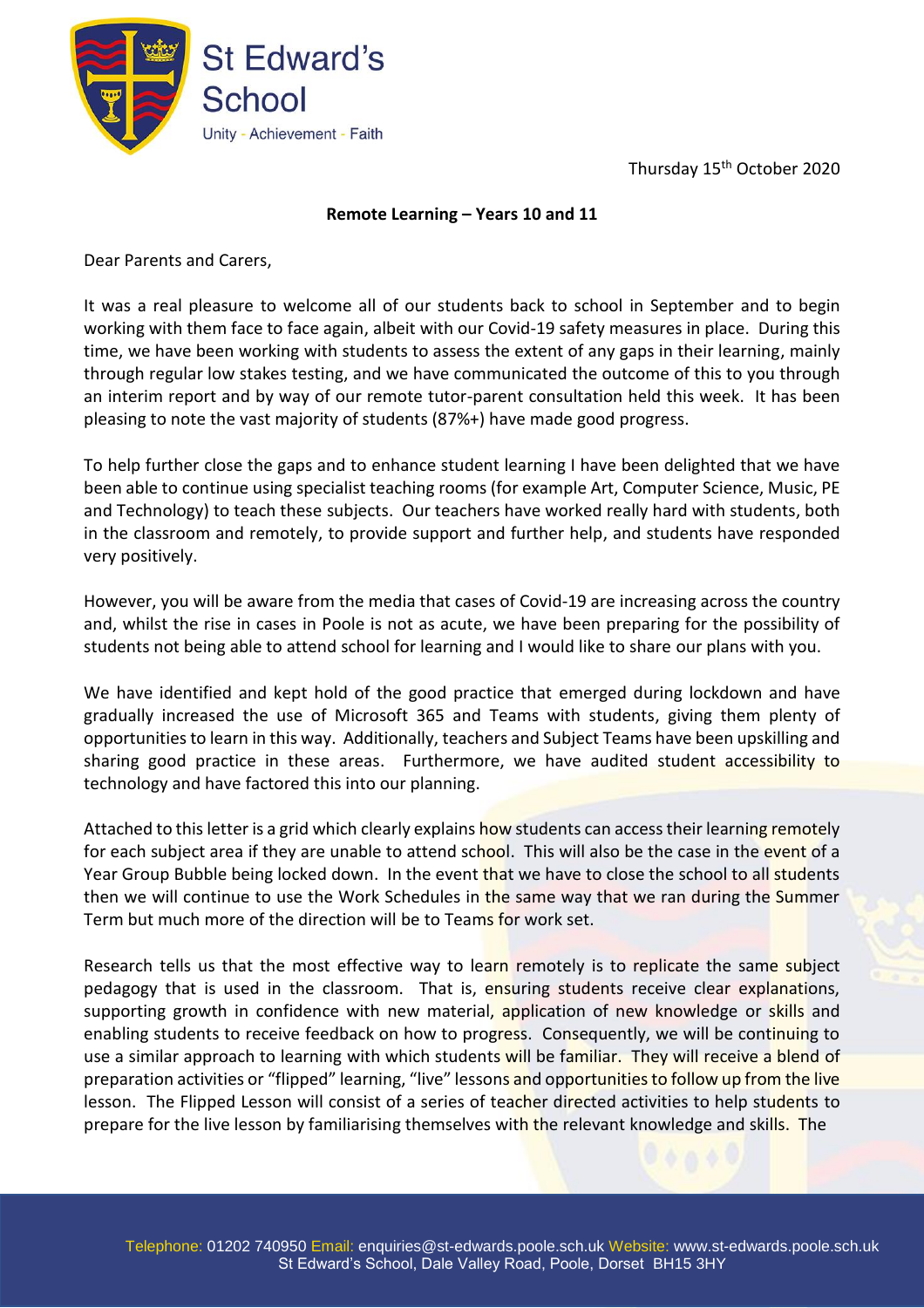St Edward's School
Unity - Achievement - Faith

Thursday 15th October 2020

**Remote Learning – Years 10 and 11**

Dear Parents and Carers,

It was a real pleasure to welcome all of our students back to school in September and to begin working with them face to face again, albeit with our Covid-19 safety measures in place. During this time, we have been working with students to assess the extent of any gaps in their learning, mainly through regular low stakes testing, and we have communicated the outcome of this to you through an interim report and by way of our remote tutor-parent consultation held this week. It has been pleasing to note the vast majority of students (87%+) have made good progress.

To help further close the gaps and to enhance student learning I have been delighted that we have been able to continue using specialist teaching rooms (for example Art, Computer Science, Music, PE and Technology) to teach these subjects. Our teachers have worked really hard with students, both in the classroom and remotely, to provide support and further help, and students have responded very positively.

However, you will be aware from the media that cases of Covid-19 are increasing across the country and, whilst the rise in cases in Poole is not as acute, we have been preparing for the possibility of students not being able to attend school for learning and I would like to share our plans with you.

We have identified and kept hold of the good practice that emerged during lockdown and have gradually increased the use of Microsoft 365 and Teams with students, giving them plenty of opportunities to learn in this way. Additionally, teachers and Subject Teams have been upskilling and sharing good practice in these areas. Furthermore, we have audited student accessibility to technology and have factored this into our planning.

Attached to this letter is a grid which clearly explains how students can access their learning remotely for each subject area if they are unable to attend school. This will also be the case in the event of a Year Group Bubble being locked down. In the event that we have to close the school to all students then we will continue to use the Work Schedules in the same way that we ran during the Summer Term but much more of the direction will be to Teams for work set.

Research tells us that the most effective way to learn remotely is to replicate the same subject pedagogy that is used in the classroom. That is, ensuring students receive clear explanations, supporting growth in confidence with new material, application of new knowledge or skills and enabling students to receive feedback on how to progress. Consequently, we will be continuing to use a similar approach to learning with which students will be familiar. They will receive a blend of preparation activities or "flipped" learning, "live" lessons and opportunities to follow up from the live lesson. The Flipped Lesson will consist of a series of teacher directed activities to help students to prepare for the live lesson by familiarising themselves with the relevant knowledge and skills. The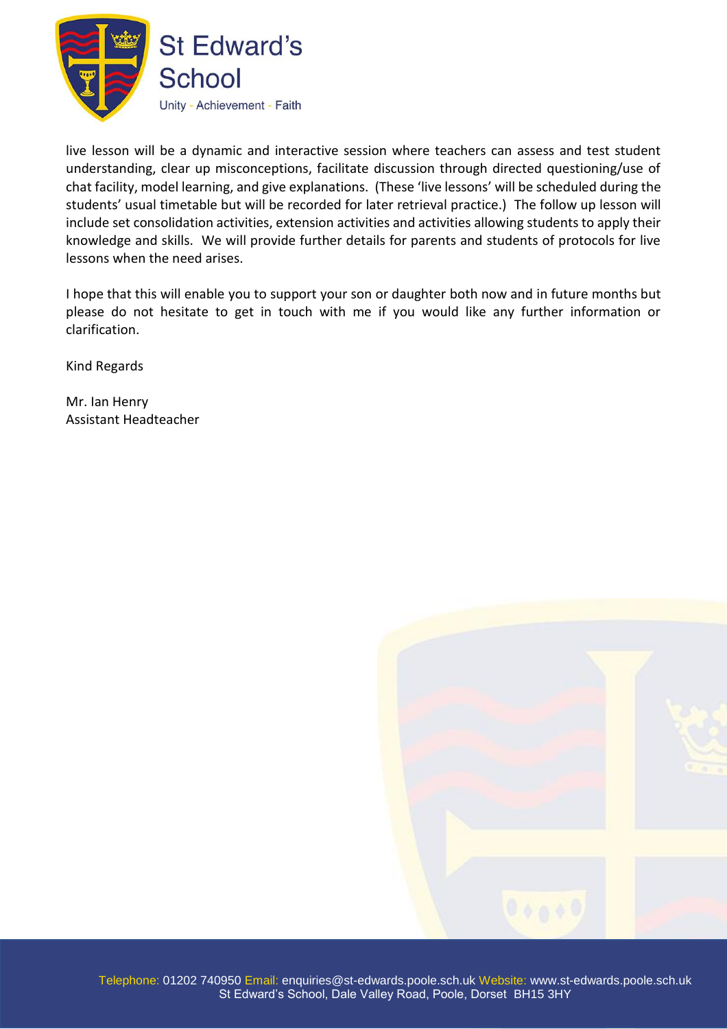live lesson will be a dynamic and interactive session where teachers can assess and test student understanding, clear up misconceptions, facilitate discussion through directed questioning/use of chat facility, model learning, and give explanations. (These 'live lessons' will be scheduled during the students' usual timetable but will be recorded for later retrieval practice.) The follow up lesson will include set consolidation activities, extension activities and activities allowing students to apply their knowledge and skills. We will provide further details for parents and students of protocols for live lessons when the need arises.

I hope that this will enable you to support your son or daughter both now and in future months but please do not hesitate to get in touch with me if you would like any further information or clarification.

Kind Regards

Mr. Ian Henry  
Assistant Headteacher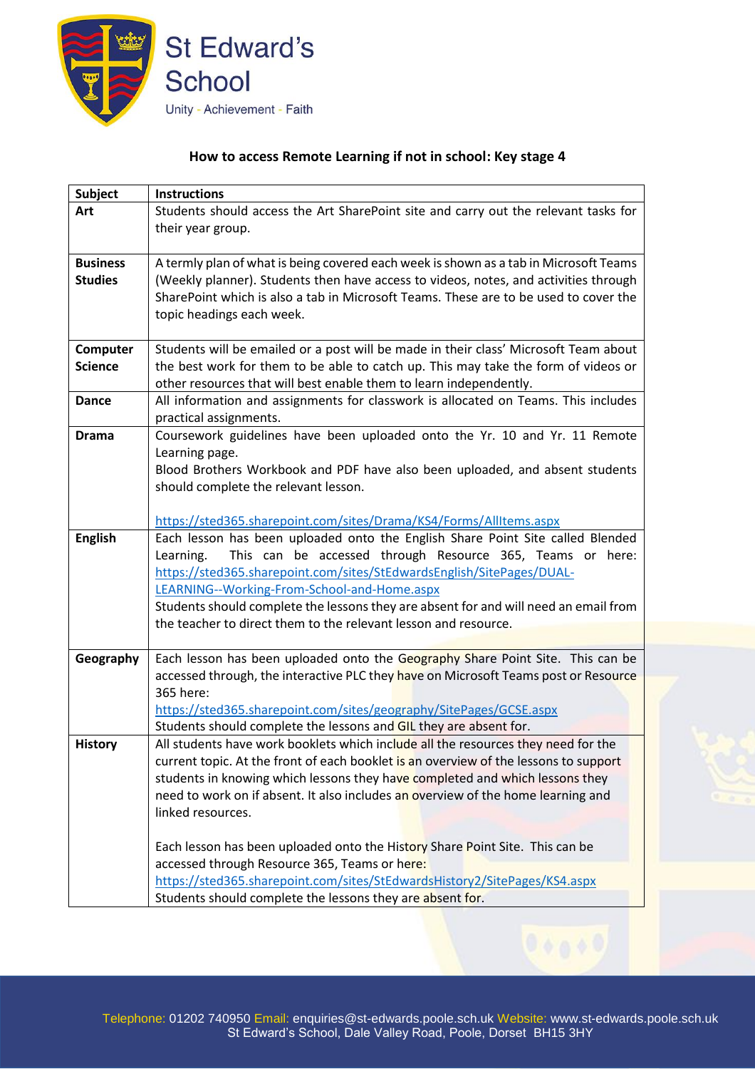St Edward's School

Unity - Achievement - Faith

## How to access Remote Learning if not in school: Key stage 4

| Subject | Instructions |
|---|---|
| **Art** | Students should access the Art SharePoint site and carry out the relevant tasks for their year group. |
| **Business Studies** | A termly plan of what is being covered each week is shown as a tab in Microsoft Teams (Weekly planner). Students then have access to videos, notes, and activities through SharePoint which is also a tab in Microsoft Teams. These are to be used to cover the topic headings each week. |
| **Computer Science** | Students will be emailed or a post will be made in their class' Microsoft Team about the best work for them to be able to catch up. This may take the form of videos or other resources that will best enable them to learn independently. |
| **Dance** | All information and assignments for classwork is allocated on Teams. This includes practical assignments. |
| **Drama** | Coursework guidelines have been uploaded onto the Yr. 10 and Yr. 11 Remote Learning page.<br>Blood Brothers Workbook and PDF have also been uploaded, and absent students should complete the relevant lesson.<br><br>https://sted365.sharepoint.com/sites/Drama/KS4/Forms/AllItems.aspx |
| **English** | Each lesson has been uploaded onto the English Share Point Site called Blended Learning. This can be accessed through Resource 365, Teams or here: https://sted365.sharepoint.com/sites/StEdwardsEnglish/SitePages/DUAL-LEARNING--Working-From-School-and-Home.aspx<br>Students should complete the lessons they are absent for and will need an email from the teacher to direct them to the relevant lesson and resource. |
| **Geography** | Each lesson has been uploaded onto the Geography Share Point Site. This can be accessed through, the interactive PLC they have on Microsoft Teams post or Resource 365 here:<br>https://sted365.sharepoint.com/sites/geography/SitePages/GCSE.aspx<br>Students should complete the lessons and GIL they are absent for. |
| **History** | All students have work booklets which include all the resources they need for the current topic. At the front of each booklet is an overview of the lessons to support students in knowing which lessons they have completed and which lessons they need to work on if absent. It also includes an overview of the home learning and linked resources.<br><br>Each lesson has been uploaded onto the History Share Point Site. This can be accessed through Resource 365, Teams or here:<br>https://sted365.sharepoint.com/sites/StEdwardsHistory2/SitePages/KS4.aspx<br>Students should complete the lessons they are absent for. |

Telephone: 01202 740950 Email: enquiries@st-edwards.poole.sch.uk Website: www.st-edwards.poole.sch.uk
St Edward's School, Dale Valley Road, Poole, Dorset BH15 3HY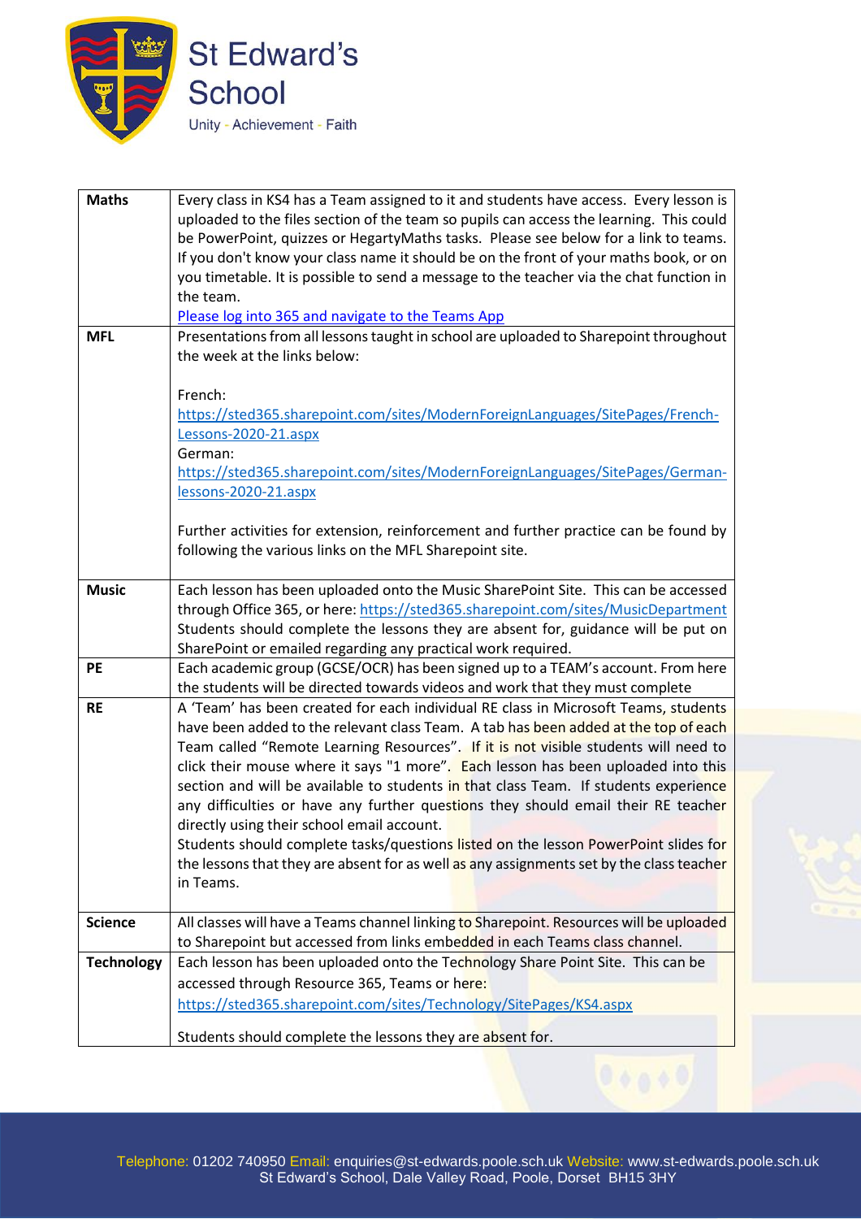| | |
|---|---|
| **Maths** | Every class in KS4 has a Team assigned to it and students have access. Every lesson is uploaded to the files section of the team so pupils can access the learning. This could be PowerPoint, quizzes or HegartyMaths tasks. Please see below for a link to teams. If you don't know your class name it should be on the front of your maths book, or on you timetable. It is possible to send a message to the teacher via the chat function in the team.<br>Please log into 365 and navigate to the Teams App |
| **MFL** | Presentations from all lessons taught in school are uploaded to Sharepoint throughout the week at the links below:<br><br>French:<br>https://sted365.sharepoint.com/sites/ModernForeignLanguages/SitePages/French-Lessons-2020-21.aspx<br>German:<br>https://sted365.sharepoint.com/sites/ModernForeignLanguages/SitePages/German-lessons-2020-21.aspx<br><br>Further activities for extension, reinforcement and further practice can be found by following the various links on the MFL Sharepoint site. |
| **Music** | Each lesson has been uploaded onto the Music SharePoint Site. This can be accessed through Office 365, or here: https://sted365.sharepoint.com/sites/MusicDepartment Students should complete the lessons they are absent for, guidance will be put on SharePoint or emailed regarding any practical work required. |
| **PE** | Each academic group (GCSE/OCR) has been signed up to a TEAM's account. From here the students will be directed towards videos and work that they must complete |
| **RE** | A 'Team' has been created for each individual RE class in Microsoft Teams, students have been added to the relevant class Team. A tab has been added at the top of each Team called "Remote Learning Resources". If it is not visible students will need to click their mouse where it says "1 more". Each lesson has been uploaded into this section and will be available to students in that class Team. If students experience any difficulties or have any further questions they should email their RE teacher directly using their school email account.<br>Students should complete tasks/questions listed on the lesson PowerPoint slides for the lessons that they are absent for as well as any assignments set by the class teacher in Teams. |
| **Science** | All classes will have a Teams channel linking to Sharepoint. Resources will be uploaded to Sharepoint but accessed from links embedded in each Teams class channel. |
| **Technology** | Each lesson has been uploaded onto the Technology Share Point Site. This can be accessed through Resource 365, Teams or here:<br>https://sted365.sharepoint.com/sites/Technology/SitePages/KS4.aspx<br><br>Students should complete the lessons they are absent for. |